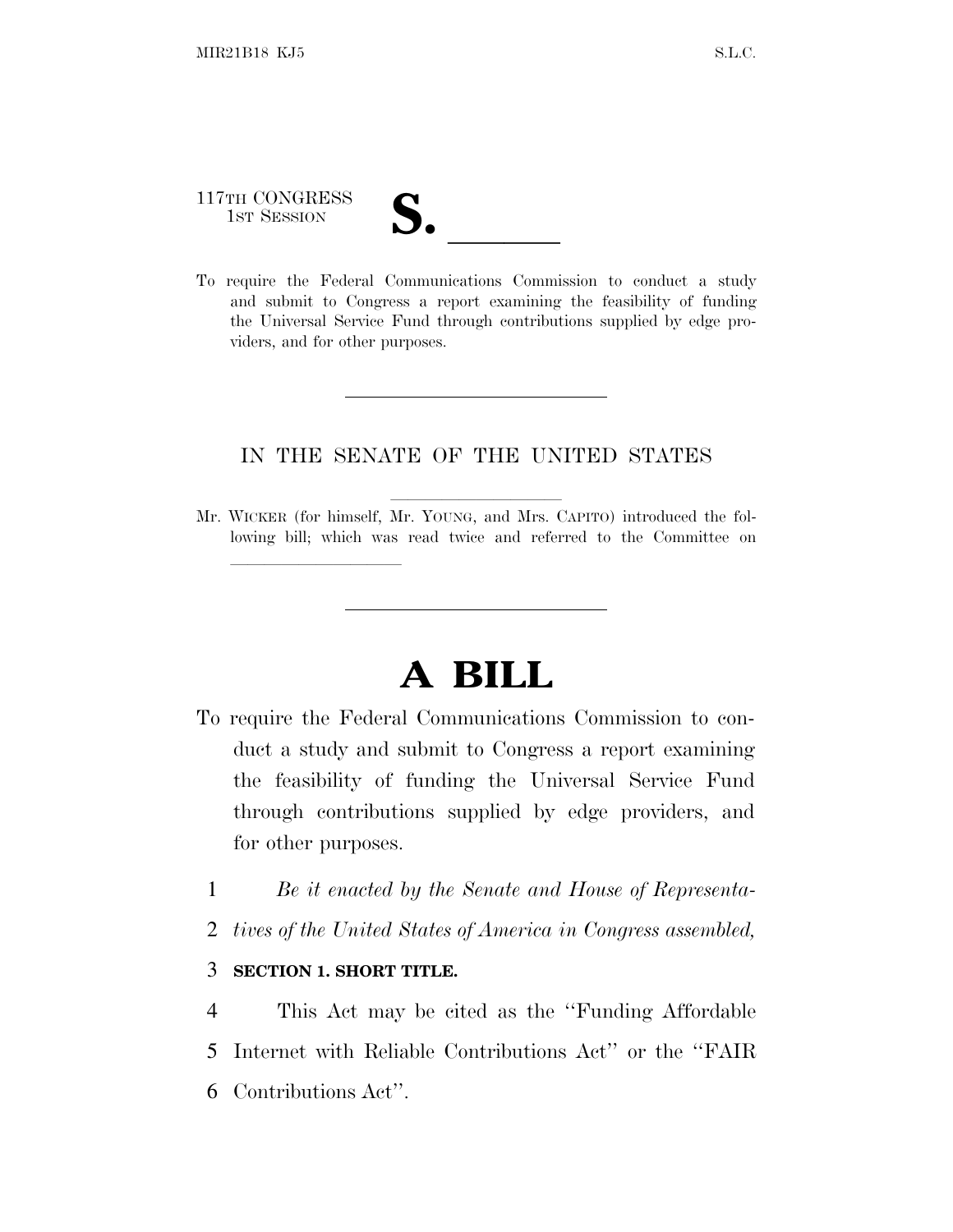117TH CONGRESS
1ST SESSION

# S. \_\_\_\_\_\_

To require the Federal Communications Commission to conduct a study and submit to Congress a report examining the feasibility of funding the Universal Service Fund through contributions supplied by edge providers, and for other purposes.

---

IN THE SENATE OF THE UNITED STATES

Mr. WICKER (for himself, Mr. YOUNG, and Mrs. CAPITO) introduced the following bill; which was read twice and referred to the Committee on \_\_\_\_\_\_\_\_\_\_\_\_\_\_\_\_\_\_\_\_

---

# A BILL

To require the Federal Communications Commission to conduct a study and submit to Congress a report examining the feasibility of funding the Universal Service Fund through contributions supplied by edge providers, and for other purposes.

1 *Be it enacted by the Senate and House of Representa-*
2 *tives of the United States of America in Congress assembled,*

3 **SECTION 1. SHORT TITLE.**

4 This Act may be cited as the ''Funding Affordable
5 Internet with Reliable Contributions Act'' or the ''FAIR
6 Contributions Act''.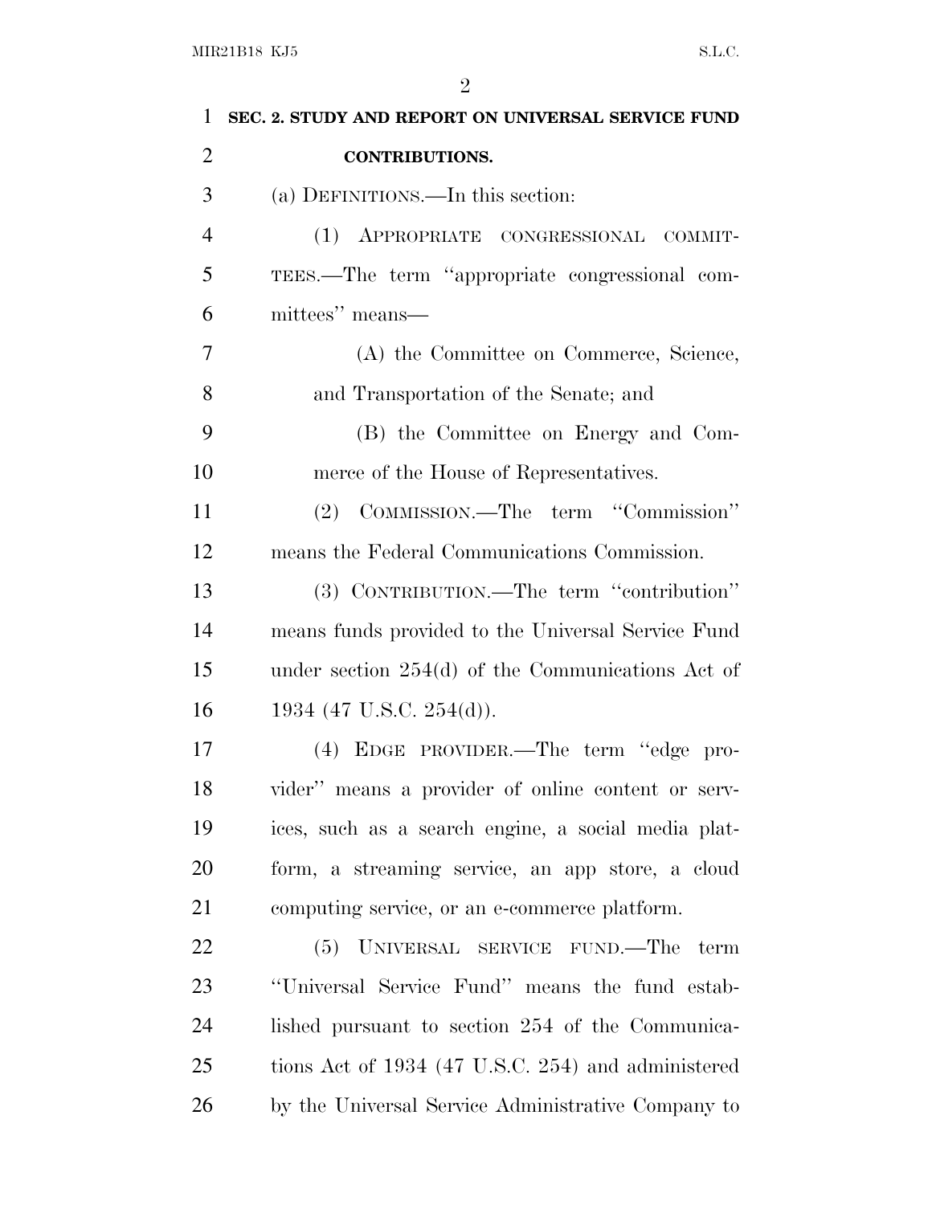## SEC. 2. STUDY AND REPORT ON UNIVERSAL SERVICE FUND CONTRIBUTIONS.

(a) DEFINITIONS.—In this section:

(1) APPROPRIATE CONGRESSIONAL COMMITTEES.—The term ''appropriate congressional committees'' means—

(A) the Committee on Commerce, Science, and Transportation of the Senate; and

(B) the Committee on Energy and Commerce of the House of Representatives.

(2) COMMISSION.—The term ''Commission'' means the Federal Communications Commission.

(3) CONTRIBUTION.—The term ''contribution'' means funds provided to the Universal Service Fund under section 254(d) of the Communications Act of 1934 (47 U.S.C. 254(d)).

(4) EDGE PROVIDER.—The term ''edge provider'' means a provider of online content or services, such as a search engine, a social media platform, a streaming service, an app store, a cloud computing service, or an e-commerce platform.

(5) UNIVERSAL SERVICE FUND.—The term ''Universal Service Fund'' means the fund established pursuant to section 254 of the Communications Act of 1934 (47 U.S.C. 254) and administered by the Universal Service Administrative Company to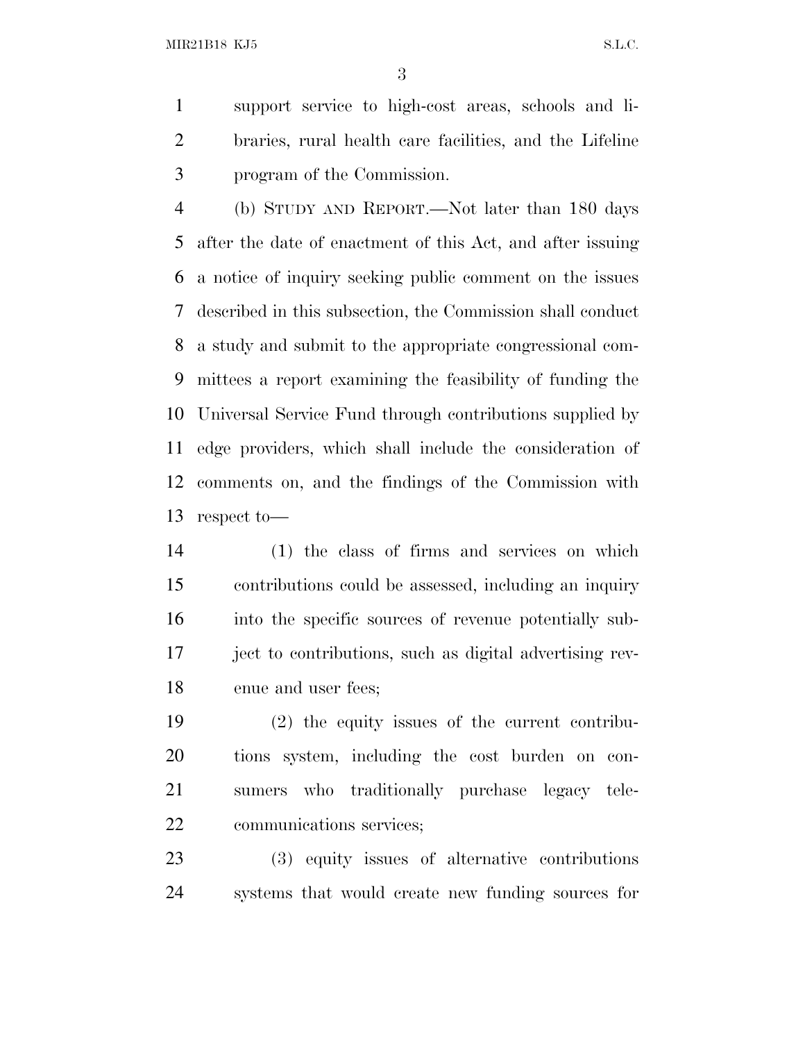support service to high-cost areas, schools and libraries, rural health care facilities, and the Lifeline program of the Commission.

(b) STUDY AND REPORT.—Not later than 180 days after the date of enactment of this Act, and after issuing a notice of inquiry seeking public comment on the issues described in this subsection, the Commission shall conduct a study and submit to the appropriate congressional committees a report examining the feasibility of funding the Universal Service Fund through contributions supplied by edge providers, which shall include the consideration of comments on, and the findings of the Commission with respect to—

(1) the class of firms and services on which contributions could be assessed, including an inquiry into the specific sources of revenue potentially subject to contributions, such as digital advertising revenue and user fees;

(2) the equity issues of the current contributions system, including the cost burden on consumers who traditionally purchase legacy telecommunications services;

(3) equity issues of alternative contributions systems that would create new funding sources for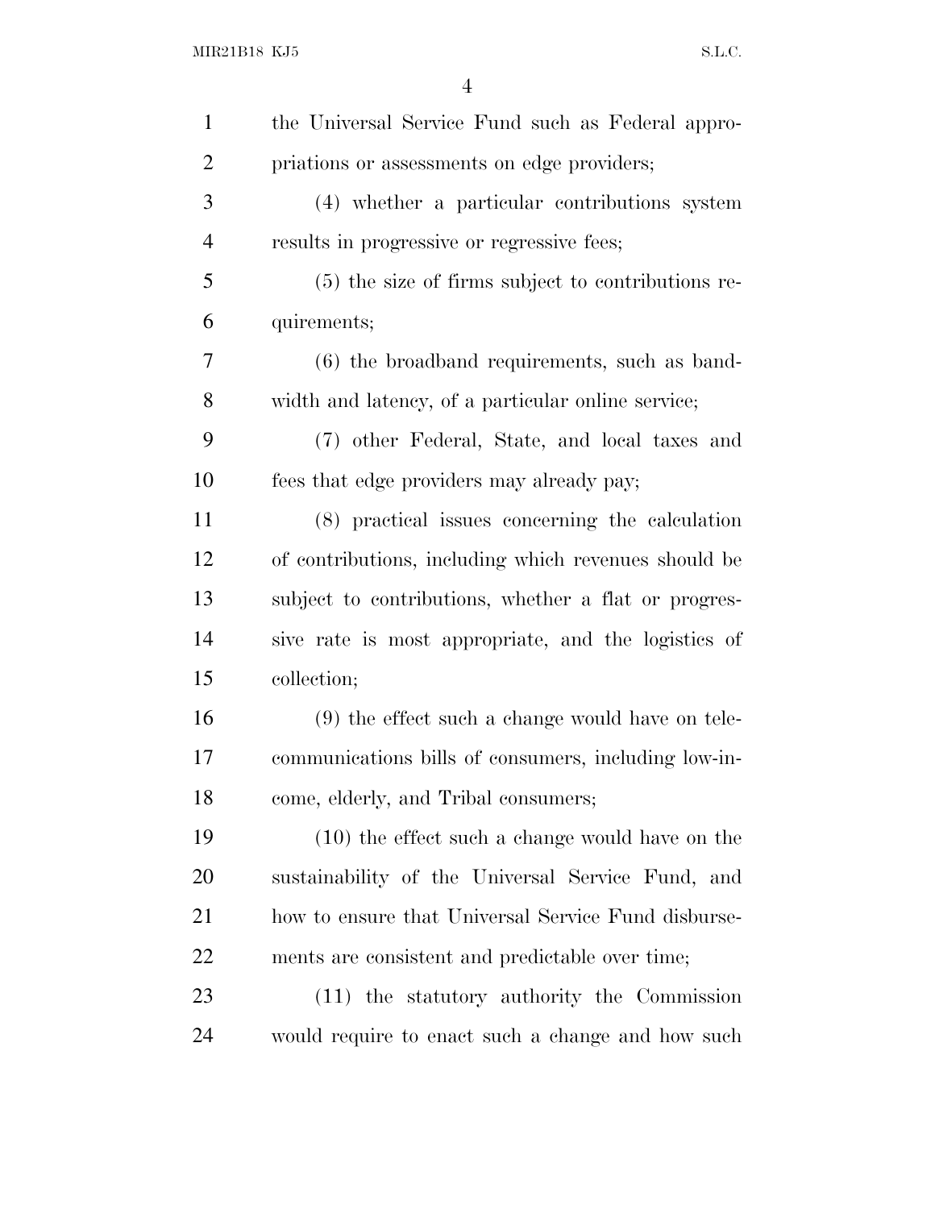the Universal Service Fund such as Federal appropriations or assessments on edge providers;

(4) whether a particular contributions system results in progressive or regressive fees;

(5) the size of firms subject to contributions requirements;

(6) the broadband requirements, such as bandwidth and latency, of a particular online service;

(7) other Federal, State, and local taxes and fees that edge providers may already pay;

(8) practical issues concerning the calculation of contributions, including which revenues should be subject to contributions, whether a flat or progressive rate is most appropriate, and the logistics of collection;

(9) the effect such a change would have on telecommunications bills of consumers, including low-income, elderly, and Tribal consumers;

(10) the effect such a change would have on the sustainability of the Universal Service Fund, and how to ensure that Universal Service Fund disbursements are consistent and predictable over time;

(11) the statutory authority the Commission would require to enact such a change and how such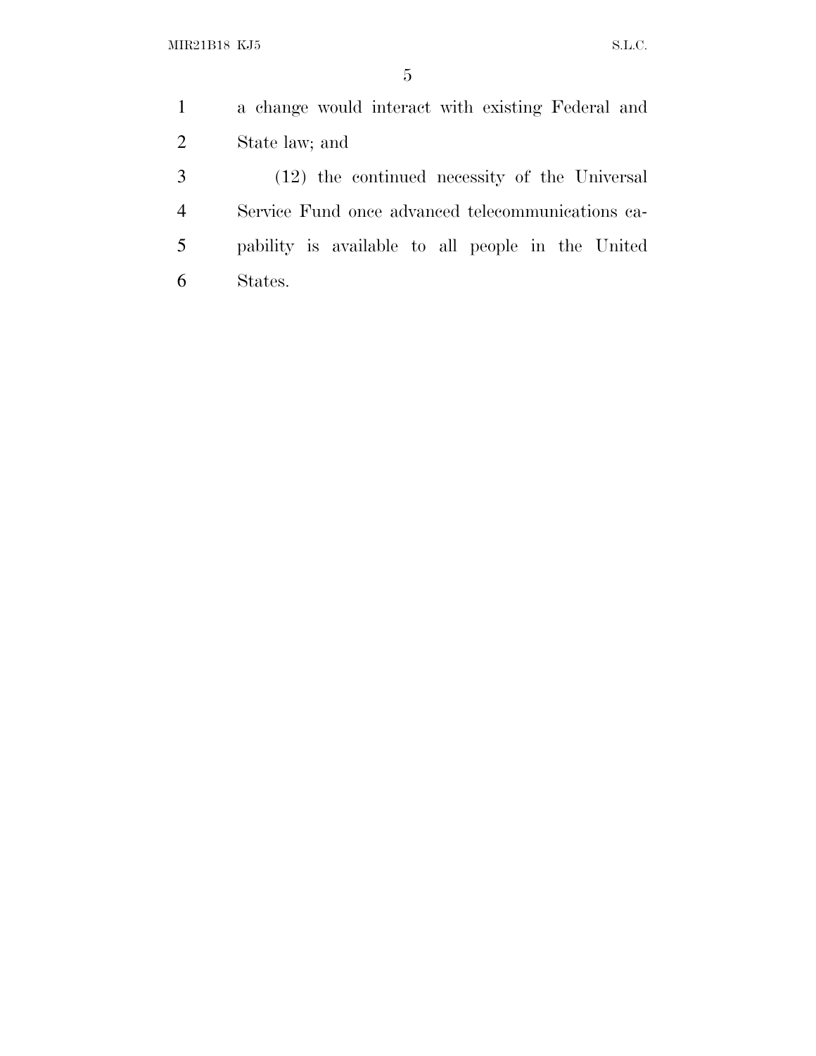a change would interact with existing Federal and State law; and

(12) the continued necessity of the Universal Service Fund once advanced telecommunications capability is available to all people in the United States.